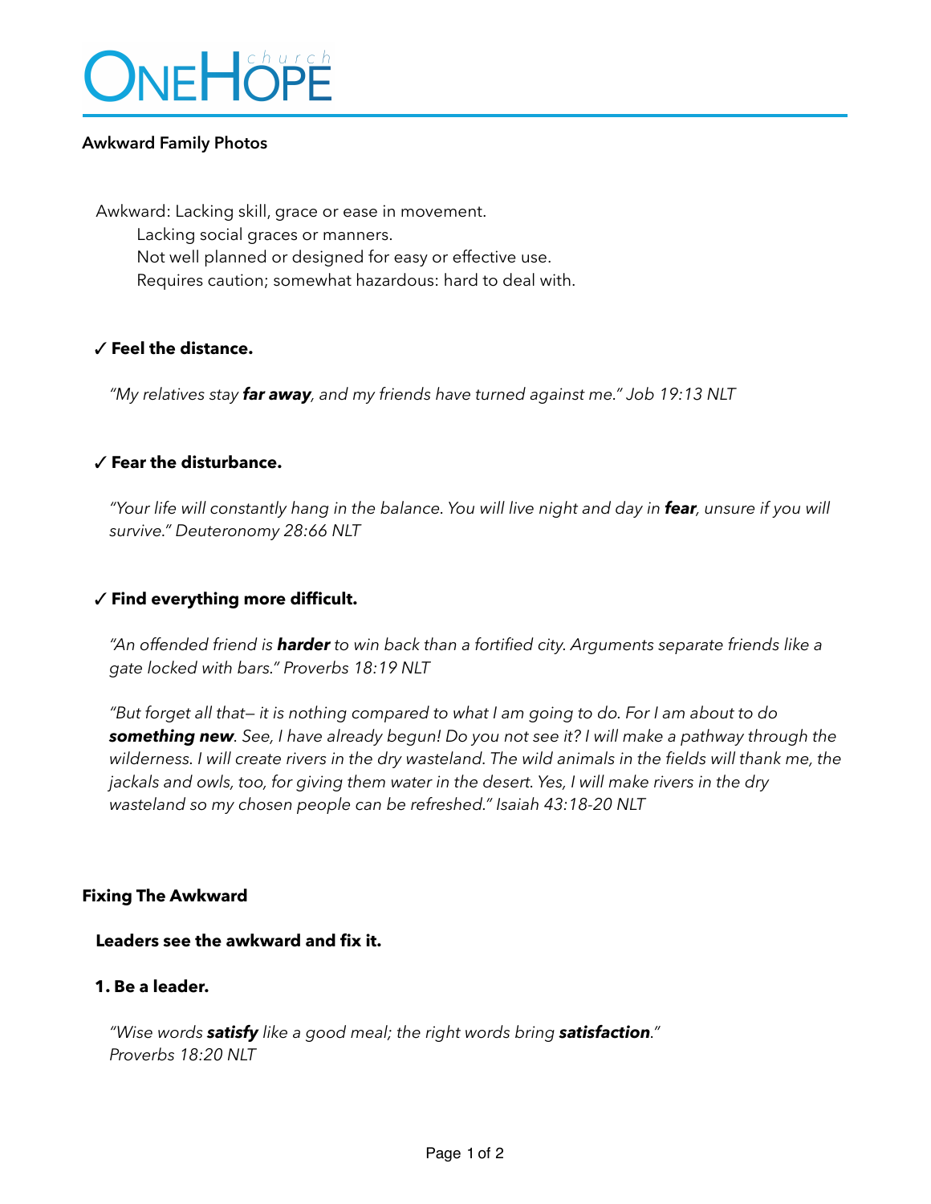# ONEHOPE church

**Awkward Family Photos**

Awkward: Lacking skill, grace or ease in movement.
Lacking social graces or manners.
Not well planned or designed for easy or effective use.
Requires caution; somewhat hazardous: hard to deal with.

✓ **Feel the distance.**

*"My relatives stay **far away**, and my friends have turned against me." Job 19:13 NLT*

✓ **Fear the disturbance.**

*"Your life will constantly hang in the balance. You will live night and day in **fear**, unsure if you will survive." Deuteronomy 28:66 NLT*

✓ **Find everything more difficult.**

*"An offended friend is **harder** to win back than a fortified city. Arguments separate friends like a gate locked with bars." Proverbs 18:19 NLT*

*"But forget all that— it is nothing compared to what I am going to do. For I am about to do **something new**. See, I have already begun! Do you not see it? I will make a pathway through the wilderness. I will create rivers in the dry wasteland. The wild animals in the fields will thank me, the jackals and owls, too, for giving them water in the desert. Yes, I will make rivers in the dry wasteland so my chosen people can be refreshed." Isaiah 43:18-20 NLT*

**Fixing The Awkward**

**Leaders see the awkward and fix it.**

**1. Be a leader.**

*"Wise words **satisfy** like a good meal; the right words bring **satisfaction**." Proverbs 18:20 NLT*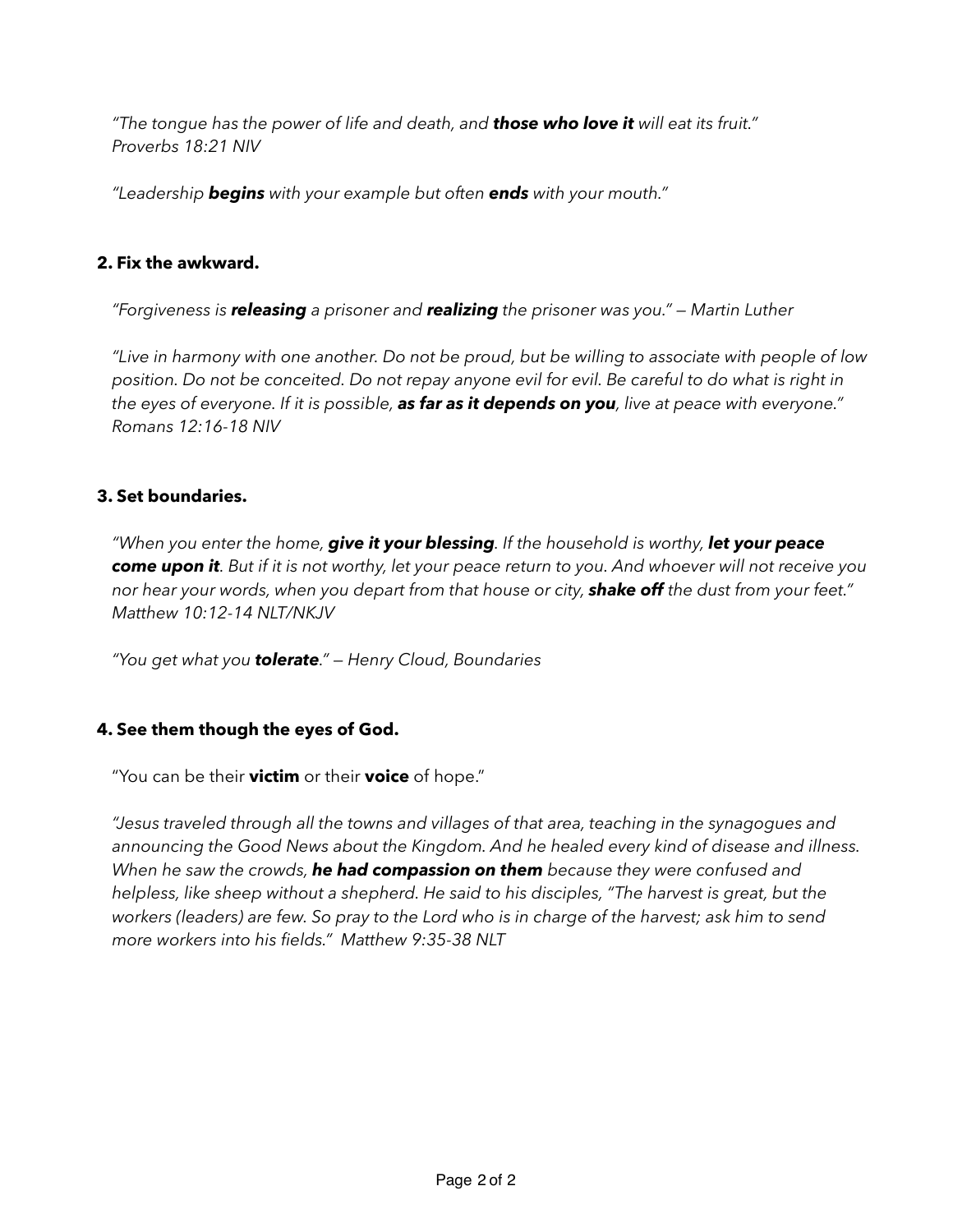*"The tongue has the power of life and death, and **those who love it** will eat its fruit."*
*Proverbs 18:21 NIV*

*"Leadership **begins** with your example but often **ends** with your mouth."*

### 2. Fix the awkward.

*"Forgiveness is **releasing** a prisoner and **realizing** the prisoner was you." — Martin Luther*

*"Live in harmony with one another. Do not be proud, but be willing to associate with people of low position. Do not be conceited. Do not repay anyone evil for evil. Be careful to do what is right in the eyes of everyone. If it is possible, **as far as it depends on you**, live at peace with everyone."*
*Romans 12:16-18 NIV*

### 3. Set boundaries.

*"When you enter the home, **give it your blessing**. If the household is worthy, **let your peace come upon it**. But if it is not worthy, let your peace return to you. And whoever will not receive you nor hear your words, when you depart from that house or city, **shake off** the dust from your feet."*
*Matthew 10:12-14 NLT/NKJV*

*"You get what you **tolerate**." — Henry Cloud, Boundaries*

### 4. See them though the eyes of God.

"You can be their **victim** or their **voice** of hope."

*"Jesus traveled through all the towns and villages of that area, teaching in the synagogues and announcing the Good News about the Kingdom. And he healed every kind of disease and illness. When he saw the crowds, **he had compassion on them** because they were confused and helpless, like sheep without a shepherd. He said to his disciples, "The harvest is great, but the workers (leaders) are few. So pray to the Lord who is in charge of the harvest; ask him to send more workers into his fields." Matthew 9:35-38 NLT*